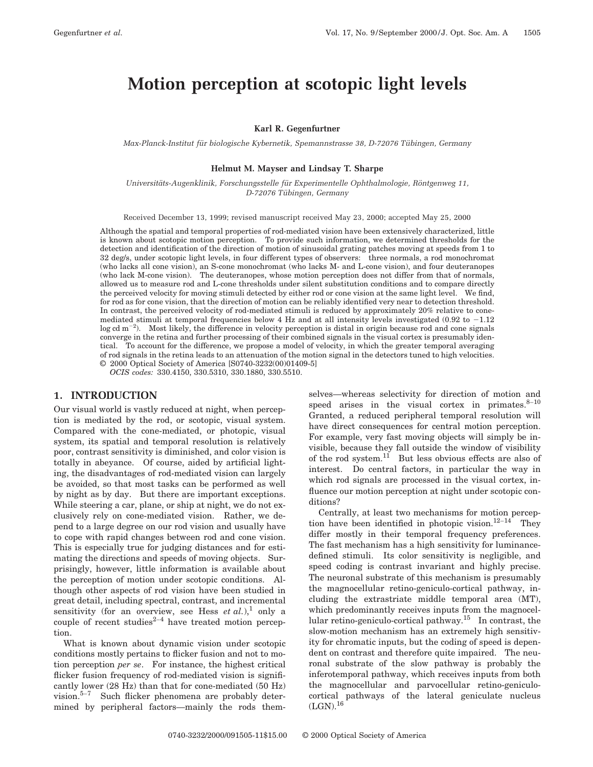# Motion perception at scotopic light levels

**Karl R. Gegenfurtner**

*Max-Planck-Institut für biologische Kybernetik, Spemannstrasse 38, D-72076 Tübingen, Germany*

**Helmut M. Mayser and Lindsay T. Sharpe**

*Universitäts-Augenklinik, Forschungsstelle für Experimentelle Ophthalmologie, Röntgenweg 11, D-72076 Tübingen, Germany*

Received December 13, 1999; revised manuscript received May 23, 2000; accepted May 25, 2000

Although the spatial and temporal properties of rod-mediated vision have been extensively characterized, little is known about scotopic motion perception. To provide such information, we determined thresholds for the detection and identification of the direction of motion of sinusoidal grating patches moving at speeds from 1 to 32 deg/s, under scotopic light levels, in four different types of observers: three normals, a rod monochromat (who lacks all cone vision), an S-cone monochromat (who lacks M- and L-cone vision), and four deuteranopes (who lack M-cone vision). The deuteranopes, whose motion perception does not differ from that of normals, allowed us to measure rod and L-cone thresholds under silent substitution conditions and to compare directly the perceived velocity for moving stimuli detected by either rod or cone vision at the same light level. We find, for rod as for cone vision, that the direction of motion can be reliably identified very near to detection threshold. In contrast, the perceived velocity of rod-mediated stimuli is reduced by approximately 20% relative to cone-mediated stimuli at temporal frequencies below 4 Hz and at all intensity levels investigated (0.92 to $-1.12$ log cd $\mathrm{m}^{-2}$). Most likely, the difference in velocity perception is distal in origin because rod and cone signals converge in the retina and further processing of their combined signals in the visual cortex is presumably identical. To account for the difference, we propose a model of velocity, in which the greater temporal averaging of rod signals in the retina leads to an attenuation of the motion signal in the detectors tuned to high velocities. © 2000 Optical Society of America [S0740-3232(00)01409-5]

*OCIS codes:* 330.4150, 330.5310, 330.1880, 330.5510.

## 1. INTRODUCTION

Our visual world is vastly reduced at night, when perception is mediated by the rod, or scotopic, visual system. Compared with the cone-mediated, or photopic, visual system, its spatial and temporal resolution is relatively poor, contrast sensitivity is diminished, and color vision is totally in abeyance. Of course, aided by artificial lighting, the disadvantages of rod-mediated vision can largely be avoided, so that most tasks can be performed as well by night as by day. But there are important exceptions. While steering a car, plane, or ship at night, we do not exclusively rely on cone-mediated vision. Rather, we depend to a large degree on our rod vision and usually have to cope with rapid changes between rod and cone vision. This is especially true for judging distances and for estimating the directions and speeds of moving objects. Surprisingly, however, little information is available about the perception of motion under scotopic conditions. Although other aspects of rod vision have been studied in great detail, including spectral, contrast, and incremental sensitivity (for an overview, see Hess *et al.*),[1] only a couple of recent studies[2–4] have treated motion perception.

What is known about dynamic vision under scotopic conditions mostly pertains to flicker fusion and not to motion perception *per se*. For instance, the highest critical flicker fusion frequency of rod-mediated vision is significantly lower (28 Hz) than that for cone-mediated (50 Hz) vision.[5–7] Such flicker phenomena are probably determined by peripheral factors—mainly the rods themselves—whereas selectivity for direction of motion and speed arises in the visual cortex in primates.[8–10] Granted, a reduced peripheral temporal resolution will have direct consequences for central motion perception. For example, very fast moving objects will simply be invisible, because they fall outside the window of visibility of the rod system.[11] But less obvious effects are also of interest. Do central factors, in particular the way in which rod signals are processed in the visual cortex, influence our motion perception at night under scotopic conditions?

Centrally, at least two mechanisms for motion perception have been identified in photopic vision.[12–14] They differ mostly in their temporal frequency preferences. The fast mechanism has a high sensitivity for luminance-defined stimuli. Its color sensitivity is negligible, and speed coding is contrast invariant and highly precise. The neuronal substrate of this mechanism is presumably the magnocellular retino-geniculo-cortical pathway, including the extrastriate middle temporal area (MT), which predominantly receives inputs from the magnocellular retino-geniculo-cortical pathway.[15] In contrast, the slow-motion mechanism has an extremely high sensitivity for chromatic inputs, but the coding of speed is dependent on contrast and therefore quite impaired. The neuronal substrate of the slow pathway is probably the inferotemporal pathway, which receives inputs from both the magnocellular and parvocellular retino-geniculo-cortical pathways of the lateral geniculate nucleus (LGN).[16]

0740-3232/2000/091505-11$15.00 © 2000 Optical Society of America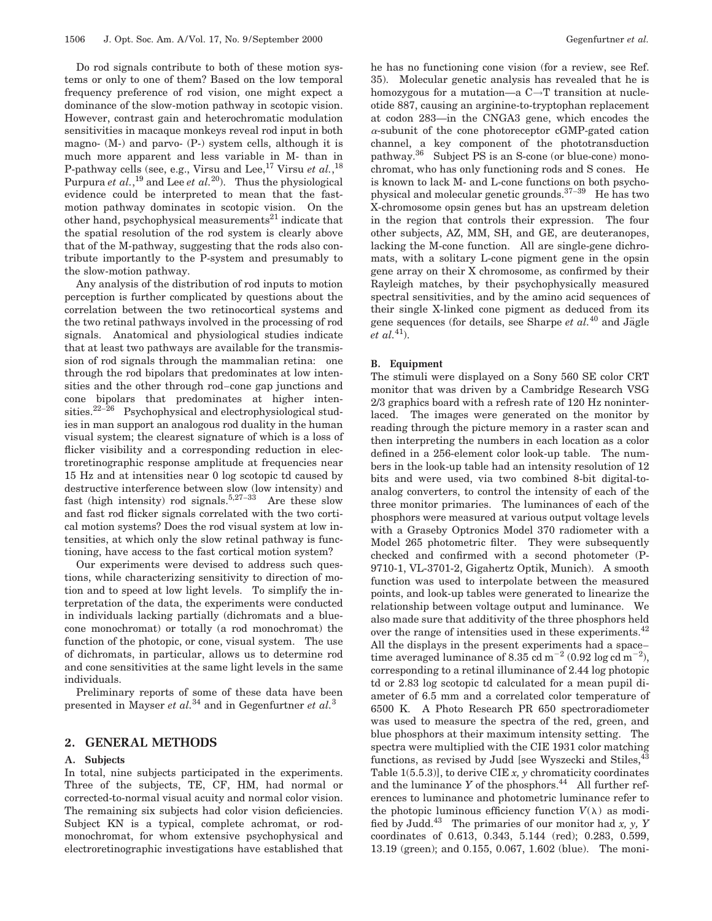Do rod signals contribute to both of these motion systems or only to one of them? Based on the low temporal frequency preference of rod vision, one might expect a dominance of the slow-motion pathway in scotopic vision. However, contrast gain and heterochromatic modulation sensitivities in macaque monkeys reveal rod input in both magno- (M-) and parvo- (P-) system cells, although it is much more apparent and less variable in M- than in P-pathway cells (see, e.g., Virsu and Lee,[17] Virsu *et al.*,[18] Purpura *et al.*,[19] and Lee *et al.*[20]). Thus the physiological evidence could be interpreted to mean that the fast-motion pathway dominates in scotopic vision. On the other hand, psychophysical measurements[21] indicate that the spatial resolution of the rod system is clearly above that of the M-pathway, suggesting that the rods also contribute importantly to the P-system and presumably to the slow-motion pathway.

Any analysis of the distribution of rod inputs to motion perception is further complicated by questions about the correlation between the two retinocortical systems and the two retinal pathways involved in the processing of rod signals. Anatomical and physiological studies indicate that at least two pathways are available for the transmission of rod signals through the mammalian retina: one through the rod bipolars that predominates at low intensities and the other through rod–cone gap junctions and cone bipolars that predominates at higher intensities.[22–26] Psychophysical and electrophysiological studies in man support an analogous rod duality in the human visual system; the clearest signature of which is a loss of flicker visibility and a corresponding reduction in electroretinographic response amplitude at frequencies near 15 Hz and at intensities near 0 log scotopic td caused by destructive interference between slow (low intensity) and fast (high intensity) rod signals.[5,27–33] Are these slow and fast rod flicker signals correlated with the two cortical motion systems? Does the rod visual system at low intensities, at which only the slow retinal pathway is functioning, have access to the fast cortical motion system?

Our experiments were devised to address such questions, while characterizing sensitivity to direction of motion and to speed at low light levels. To simplify the interpretation of the data, the experiments were conducted in individuals lacking partially (dichromats and a blue-cone monochromat) or totally (a rod monochromat) the function of the photopic, or cone, visual system. The use of dichromats, in particular, allows us to determine rod and cone sensitivities at the same light levels in the same individuals.

Preliminary reports of some of these data have been presented in Mayser *et al.*[34] and in Gegenfurtner *et al.*[3]

## 2. GENERAL METHODS

### A. Subjects

In total, nine subjects participated in the experiments. Three of the subjects, TE, CF, HM, had normal or corrected-to-normal visual acuity and normal color vision. The remaining six subjects had color vision deficiencies. Subject KN is a typical, complete achromat, or rod-monochromat, for whom extensive psychophysical and electroretinographic investigations have established that he has no functioning cone vision (for a review, see Ref. 35). Molecular genetic analysis has revealed that he is homozygous for a mutation—a C→T transition at nucleotide 887, causing an arginine-to-tryptophan replacement at codon 283—in the CNGA3 gene, which encodes the $\alpha$-subunit of the cone photoreceptor cGMP-gated cation channel, a key component of the phototransduction pathway.[36] Subject PS is an S-cone (or blue-cone) monochromat, who has only functioning rods and S cones. He is known to lack M- and L-cone functions on both psychophysical and molecular genetic grounds.[37–39] He has two X-chromosome opsin genes but has an upstream deletion in the region that controls their expression. The four other subjects, AZ, MM, SH, and GE, are deuteranopes, lacking the M-cone function. All are single-gene dichromats, with a solitary L-cone pigment gene in the opsin gene array on their X chromosome, as confirmed by their Rayleigh matches, by their psychophysically measured spectral sensitivities, and by the amino acid sequences of their single X-linked cone pigment as deduced from its gene sequences (for details, see Sharpe *et al.*[40] and Jägle *et al.*[41]).

### B. Equipment

The stimuli were displayed on a Sony 560 SE color CRT monitor that was driven by a Cambridge Research VSG 2/3 graphics board with a refresh rate of 120 Hz noninterlaced. The images were generated on the monitor by reading through the picture memory in a raster scan and then interpreting the numbers in each location as a color defined in a 256-element color look-up table. The numbers in the look-up table had an intensity resolution of 12 bits and were used, via two combined 8-bit digital-to-analog converters, to control the intensity of each of the three monitor primaries. The luminances of each of the phosphors were measured at various output voltage levels with a Graseby Optronics Model 370 radiometer with a Model 265 photometric filter. They were subsequently checked and confirmed with a second photometer (P-9710-1, VL-3701-2, Gigahertz Optik, Munich). A smooth function was used to interpolate between the measured points, and look-up tables were generated to linearize the relationship between voltage output and luminance. We also made sure that additivity of the three phosphors held over the range of intensities used in these experiments.[42] All the displays in the present experiments had a space–time averaged luminance of 8.35 cd m$^{-2}$ (0.92 log cd m$^{-2}$), corresponding to a retinal illuminance of 2.44 log photopic td or 2.83 log scotopic td calculated for a mean pupil diameter of 6.5 mm and a correlated color temperature of 6500 K. A Photo Research PR 650 spectroradiometer was used to measure the spectra of the red, green, and blue phosphors at their maximum intensity setting. The spectra were multiplied with the CIE 1931 color matching functions, as revised by Judd [see Wyszecki and Stiles,[43] Table 1(5.5.3)], to derive CIE $x, y$ chromaticity coordinates and the luminance $Y$ of the phosphors.[44] All further references to luminance and photometric luminance refer to the photopic luminous efficiency function $V(\lambda)$ as modified by Judd.[43] The primaries of our monitor had $x, y, Y$ coordinates of 0.613, 0.343, 5.144 (red); 0.283, 0.599, 13.19 (green); and 0.155, 0.067, 1.602 (blue). The moni-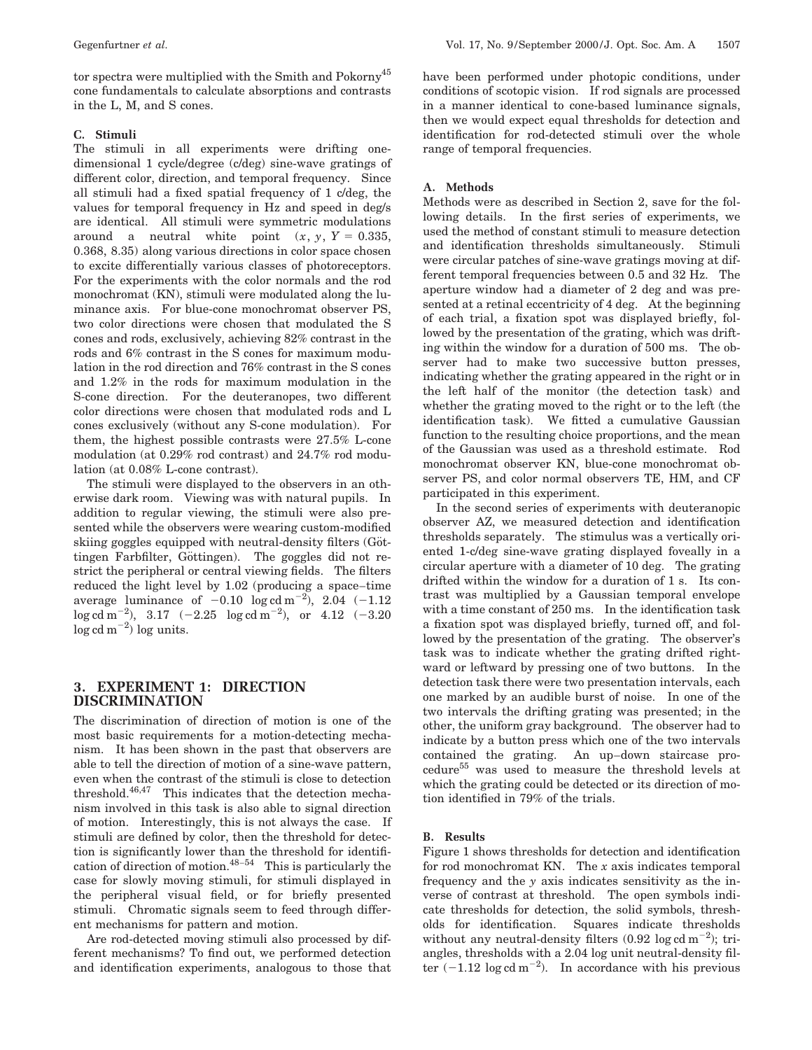tor spectra were multiplied with the Smith and Pokorny[45] cone fundamentals to calculate absorptions and contrasts in the L, M, and S cones.

### C. Stimuli

The stimuli in all experiments were drifting one-dimensional 1 cycle/degree (c/deg) sine-wave gratings of different color, direction, and temporal frequency. Since all stimuli had a fixed spatial frequency of 1 c/deg, the values for temporal frequency in Hz and speed in deg/s are identical. All stimuli were symmetric modulations around a neutral white point ($x$, $y$, $Y$ = 0.335, 0.368, 8.35) along various directions in color space chosen to excite differentially various classes of photoreceptors. For the experiments with the color normals and the rod monochromat (KN), stimuli were modulated along the luminance axis. For blue-cone monochromat observer PS, two color directions were chosen that modulated the S cones and rods, exclusively, achieving 82% contrast in the rods and 6% contrast in the S cones for maximum modulation in the rod direction and 76% contrast in the S cones and 1.2% in the rods for maximum modulation in the S-cone direction. For the deuteranopes, two different color directions were chosen that modulated rods and L cones exclusively (without any S-cone modulation). For them, the highest possible contrasts were 27.5% L-cone modulation (at 0.29% rod contrast) and 24.7% rod modulation (at 0.08% L-cone contrast).

The stimuli were displayed to the observers in an otherwise dark room. Viewing was with natural pupils. In addition to regular viewing, the stimuli were also presented while the observers were wearing custom-modified skiing goggles equipped with neutral-density filters (Göttingen Farbfilter, Göttingen). The goggles did not restrict the peripheral or central viewing fields. The filters reduced the light level by 1.02 (producing a space–time average luminance of $-0.10$ $\log \mathrm{cd\,m^{-2}}$), 2.04 ($-1.12$ $\log \mathrm{cd\,m^{-2}}$), 3.17 ($-2.25$ $\log \mathrm{cd\,m^{-2}}$), or 4.12 ($-3.20$ $\log \mathrm{cd\,m^{-2}}$) log units.

## 3. EXPERIMENT 1: DIRECTION DISCRIMINATION

The discrimination of direction of motion is one of the most basic requirements for a motion-detecting mechanism. It has been shown in the past that observers are able to tell the direction of motion of a sine-wave pattern, even when the contrast of the stimuli is close to detection threshold.[46,47] This indicates that the detection mechanism involved in this task is also able to signal direction of motion. Interestingly, this is not always the case. If stimuli are defined by color, then the threshold for detection is significantly lower than the threshold for identification of direction of motion.[48–54] This is particularly the case for slowly moving stimuli, for stimuli displayed in the peripheral visual field, or for briefly presented stimuli. Chromatic signals seem to feed through different mechanisms for pattern and motion.

Are rod-detected moving stimuli also processed by different mechanisms? To find out, we performed detection and identification experiments, analogous to those that have been performed under photopic conditions, under conditions of scotopic vision. If rod signals are processed in a manner identical to cone-based luminance signals, then we would expect equal thresholds for detection and identification for rod-detected stimuli over the whole range of temporal frequencies.

### A. Methods

Methods were as described in Section 2, save for the following details. In the first series of experiments, we used the method of constant stimuli to measure detection and identification thresholds simultaneously. Stimuli were circular patches of sine-wave gratings moving at different temporal frequencies between 0.5 and 32 Hz. The aperture window had a diameter of 2 deg and was presented at a retinal eccentricity of 4 deg. At the beginning of each trial, a fixation spot was displayed briefly, followed by the presentation of the grating, which was drifting within the window for a duration of 500 ms. The observer had to make two successive button presses, indicating whether the grating appeared in the right or in the left half of the monitor (the detection task) and whether the grating moved to the right or to the left (the identification task). We fitted a cumulative Gaussian function to the resulting choice proportions, and the mean of the Gaussian was used as a threshold estimate. Rod monochromat observer KN, blue-cone monochromat observer PS, and color normal observers TE, HM, and CF participated in this experiment.

In the second series of experiments with deuteranopic observer AZ, we measured detection and identification thresholds separately. The stimulus was a vertically oriented 1-c/deg sine-wave grating displayed foveally in a circular aperture with a diameter of 10 deg. The grating drifted within the window for a duration of 1 s. Its contrast was multiplied by a Gaussian temporal envelope with a time constant of 250 ms. In the identification task a fixation spot was displayed briefly, turned off, and followed by the presentation of the grating. The observer's task was to indicate whether the grating drifted rightward or leftward by pressing one of two buttons. In the detection task there were two presentation intervals, each one marked by an audible burst of noise. In one of the two intervals the drifting grating was presented; in the other, the uniform gray background. The observer had to indicate by a button press which one of the two intervals contained the grating. An up–down staircase procedure[55] was used to measure the threshold levels at which the grating could be detected or its direction of motion identified in 79% of the trials.

### B. Results

Figure 1 shows thresholds for detection and identification for rod monochromat KN. The $x$ axis indicates temporal frequency and the $y$ axis indicates sensitivity as the inverse of contrast at threshold. The open symbols indicate thresholds for detection, the solid symbols, thresholds for identification. Squares indicate thresholds without any neutral-density filters (0.92 $\log \mathrm{cd\,m^{-2}}$); triangles, thresholds with a 2.04 log unit neutral-density filter ($-1.12$ $\log \mathrm{cd\,m^{-2}}$). In accordance with his previous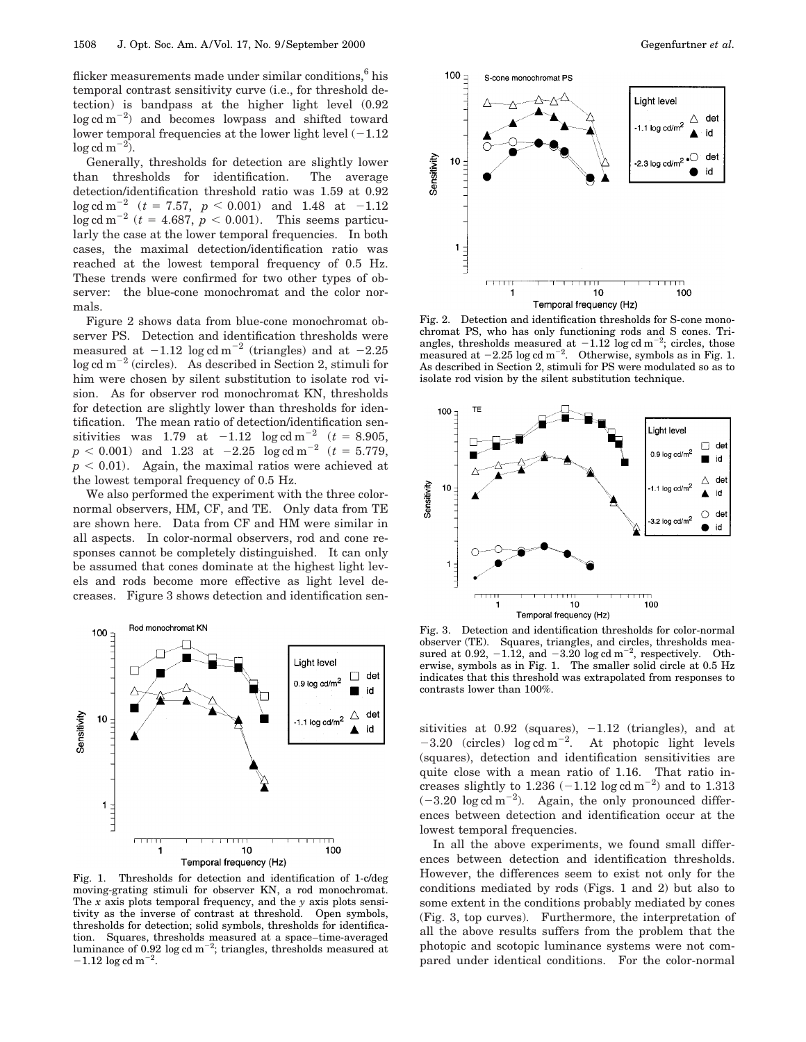flicker measurements made under similar conditions,[6] his temporal contrast sensitivity curve (i.e., for threshold detection) is bandpass at the higher light level (0.92 $\log \text{cd m}^{-2}$) and becomes lowpass and shifted toward lower temporal frequencies at the lower light level ($-1.12$ $\log \text{cd m}^{-2}$).

Generally, thresholds for detection are slightly lower than thresholds for identification. The average detection/identification threshold ratio was 1.59 at 0.92 $\log \text{cd m}^{-2}$ ($t = 7.57$, $p < 0.001$) and 1.48 at $-1.12$ $\log \text{cd m}^{-2}$ ($t = 4.687$, $p < 0.001$). This seems particularly the case at the lower temporal frequencies. In both cases, the maximal detection/identification ratio was reached at the lowest temporal frequency of 0.5 Hz. These trends were confirmed for two other types of observer: the blue-cone monochromat and the color normals.

Figure 2 shows data from blue-cone monochromat observer PS. Detection and identification thresholds were measured at $-1.12$ $\log \text{cd m}^{-2}$ (triangles) and at $-2.25$ $\log \text{cd m}^{-2}$ (circles). As described in Section 2, stimuli for him were chosen by silent substitution to isolate rod vision. As for observer rod monochromat KN, thresholds for detection are slightly lower than thresholds for identification. The mean ratio of detection/identification sensitivities was 1.79 at $-1.12$ $\log \text{cd m}^{-2}$ ($t = 8.905$, $p < 0.001$) and 1.23 at $-2.25$ $\log \text{cd m}^{-2}$ ($t = 5.779$, $p < 0.01$). Again, the maximal ratios were achieved at the lowest temporal frequency of 0.5 Hz.

We also performed the experiment with the three color-normal observers, HM, CF, and TE. Only data from TE are shown here. Data from CF and HM were similar in all aspects. In color-normal observers, rod and cone responses cannot be completely distinguished. It can only be assumed that cones dominate at the highest light levels and rods become more effective as light level decreases. Figure 3 shows detection and identification sensitivities at 0.92 (squares), $-1.12$ (triangles), and at $-3.20$ (circles) $\log \text{cd m}^{-2}$. At photopic light levels (squares), detection and identification sensitivities are quite close with a mean ratio of 1.16. That ratio increases slightly to 1.236 ($-1.12$ $\log \text{cd m}^{-2}$) and to 1.313 ($-3.20$ $\log \text{cd m}^{-2}$). Again, the only pronounced differences between detection and identification occur at the lowest temporal frequencies.

In all the above experiments, we found small differences between detection and identification thresholds. However, the differences seem to exist not only for the conditions mediated by rods (Figs. 1 and 2) but also to some extent in the conditions probably mediated by cones (Fig. 3, top curves). Furthermore, the interpretation of all the above results suffers from the problem that the photopic and scotopic luminance systems were not compared under identical conditions. For the color-normal

Fig. 1. Thresholds for detection and identification of 1-c/deg moving-grating stimuli for observer KN, a rod monochromat. The $x$ axis plots temporal frequency, and the $y$ axis plots sensitivity as the inverse of contrast at threshold. Open symbols, thresholds for detection; solid symbols, thresholds for identification. Squares, thresholds measured at a space–time-averaged luminance of 0.92 $\log \text{cd m}^{-2}$; triangles, thresholds measured at $-1.12$ $\log \text{cd m}^{-2}$.

Fig. 2. Detection and identification thresholds for S-cone monochromat PS, who has only functioning rods and S cones. Triangles, thresholds measured at $-1.12$ $\log \text{cd m}^{-2}$; circles, those measured at $-2.25$ $\log \text{cd m}^{-2}$. Otherwise, symbols as in Fig. 1. As described in Section 2, stimuli for PS were modulated so as to isolate rod vision by the silent substitution technique.

Fig. 3. Detection and identification thresholds for color-normal observer (TE). Squares, triangles, and circles, thresholds measured at 0.92, $-1.12$, and $-3.20$ $\log \text{cd m}^{-2}$, respectively. Otherwise, symbols as in Fig. 1. The smaller solid circle at 0.5 Hz indicates that this threshold was extrapolated from responses to contrasts lower than 100%.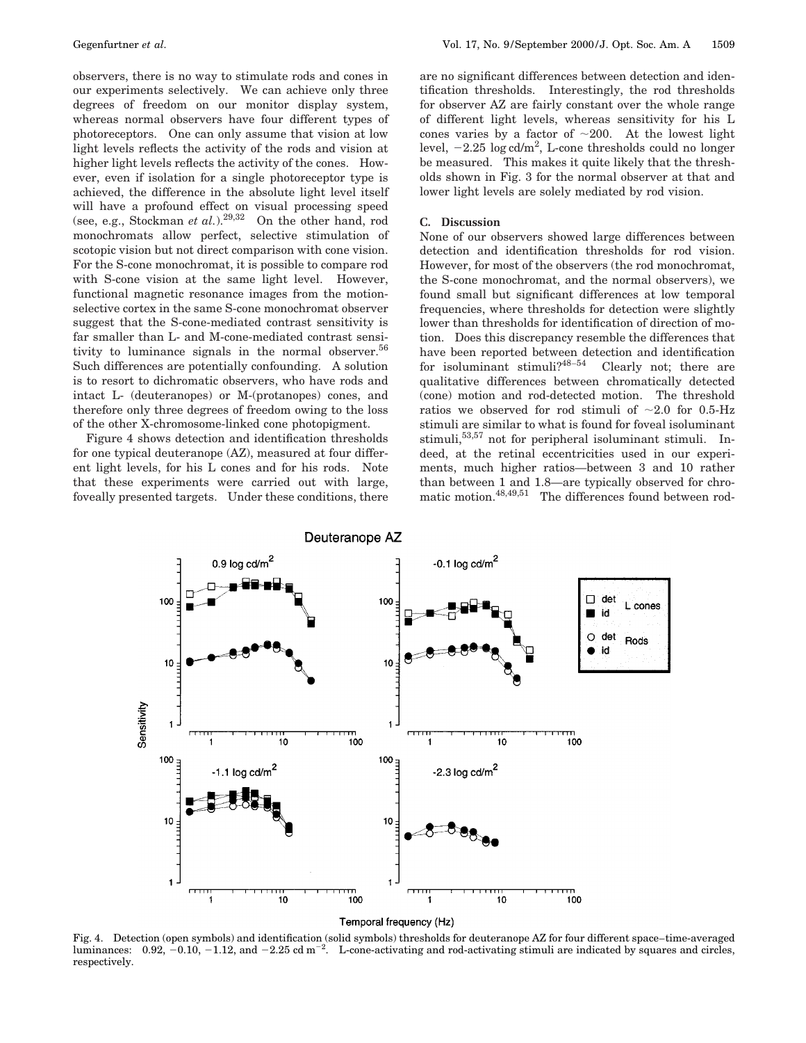observers, there is no way to stimulate rods and cones in our experiments selectively. We can achieve only three degrees of freedom on our monitor display system, whereas normal observers have four different types of photoreceptors. One can only assume that vision at low light levels reflects the activity of the rods and vision at higher light levels reflects the activity of the cones. However, even if isolation for a single photoreceptor type is achieved, the difference in the absolute light level itself will have a profound effect on visual processing speed (see, e.g., Stockman *et al.*).[29,32] On the other hand, rod monochromats allow perfect, selective stimulation of scotopic vision but not direct comparison with cone vision. For the S-cone monochromat, it is possible to compare rod with S-cone vision at the same light level. However, functional magnetic resonance images from the motion-selective cortex in the same S-cone monochromat observer suggest that the S-cone-mediated contrast sensitivity is far smaller than L- and M-cone-mediated contrast sensitivity to luminance signals in the normal observer.[56] Such differences are potentially confounding. A solution is to resort to dichromatic observers, who have rods and intact L- (deuteranopes) or M-(protanopes) cones, and therefore only three degrees of freedom owing to the loss of the other X-chromosome-linked cone photopigment.

Figure 4 shows detection and identification thresholds for one typical deuteranope (AZ), measured at four different light levels, for his L cones and for his rods. Note that these experiments were carried out with large, foveally presented targets. Under these conditions, there are no significant differences between detection and identification thresholds. Interestingly, the rod thresholds for observer AZ are fairly constant over the whole range of different light levels, whereas sensitivity for his L cones varies by a factor of ~200. At the lowest light level, $-2.25$ log cd/m$^2$, L-cone thresholds could no longer be measured. This makes it quite likely that the thresholds shown in Fig. 3 for the normal observer at that and lower light levels are solely mediated by rod vision.

### C. Discussion

None of our observers showed large differences between detection and identification thresholds for rod vision. However, for most of the observers (the rod monochromat, the S-cone monochromat, and the normal observers), we found small but significant differences at low temporal frequencies, where thresholds for detection were slightly lower than thresholds for identification of direction of motion. Does this discrepancy resemble the differences that have been reported between detection and identification for isoluminant stimuli?[48–54] Clearly not; there are qualitative differences between chromatically detected (cone) motion and rod-detected motion. The threshold ratios we observed for rod stimuli of ~2.0 for 0.5-Hz stimuli are similar to what is found for foveal isoluminant stimuli,[53,57] not for peripheral isoluminant stimuli. Indeed, at the retinal eccentricities used in our experiments, much higher ratios—between 3 and 10 rather than between 1 and 1.8—are typically observed for chromatic motion.[48,49,51] The differences found between rod-

Fig. 4. Detection (open symbols) and identification (solid symbols) thresholds for deuteranope AZ for four different space–time-averaged luminances: 0.92, $-0.10$, $-1.12$, and $-2.25$ cd m$^{-2}$. L-cone-activating and rod-activating stimuli are indicated by squares and circles, respectively.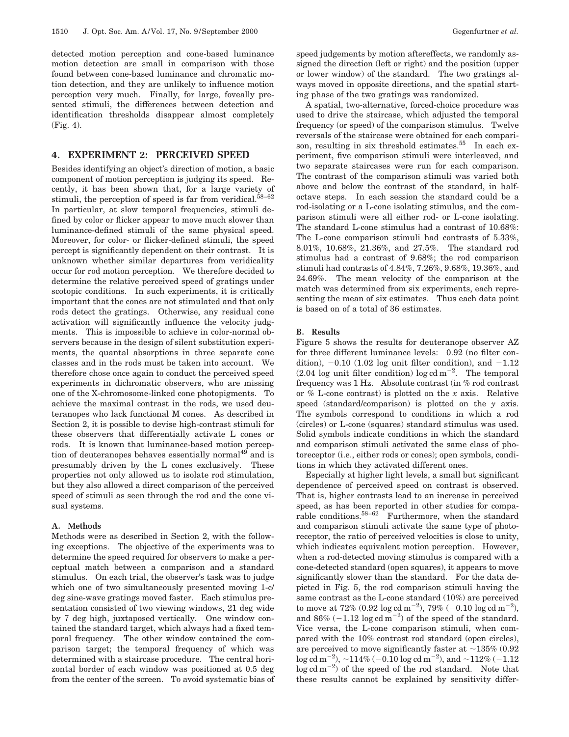detected motion perception and cone-based luminance motion detection are small in comparison with those found between cone-based luminance and chromatic motion detection, and they are unlikely to influence motion perception very much. Finally, for large, foveally presented stimuli, the differences between detection and identification thresholds disappear almost completely (Fig. 4).

## 4. EXPERIMENT 2: PERCEIVED SPEED

Besides identifying an object's direction of motion, a basic component of motion perception is judging its speed. Recently, it has been shown that, for a large variety of stimuli, the perception of speed is far from veridical.[58–62] In particular, at slow temporal frequencies, stimuli defined by color or flicker appear to move much slower than luminance-defined stimuli of the same physical speed. Moreover, for color- or flicker-defined stimuli, the speed percept is significantly dependent on their contrast. It is unknown whether similar departures from veridicality occur for rod motion perception. We therefore decided to determine the relative perceived speed of gratings under scotopic conditions. In such experiments, it is critically important that the cones are not stimulated and that only rods detect the gratings. Otherwise, any residual cone activation will significantly influence the velocity judgments. This is impossible to achieve in color-normal observers because in the design of silent substitution experiments, the quantal absorptions in three separate cone classes and in the rods must be taken into account. We therefore chose once again to conduct the perceived speed experiments in dichromatic observers, who are missing one of the X-chromosome-linked cone photopigments. To achieve the maximal contrast in the rods, we used deuteranopes who lack functional M cones. As described in Section 2, it is possible to devise high-contrast stimuli for these observers that differentially activate L cones or rods. It is known that luminance-based motion perception of deuteranopes behaves essentially normal[49] and is presumably driven by the L cones exclusively. These properties not only allowed us to isolate rod stimulation, but they also allowed a direct comparison of the perceived speed of stimuli as seen through the rod and the cone visual systems.

### A. Methods

Methods were as described in Section 2, with the following exceptions. The objective of the experiments was to determine the speed required for observers to make a perceptual match between a comparison and a standard stimulus. On each trial, the observer's task was to judge which one of two simultaneously presented moving 1-c/deg sine-wave gratings moved faster. Each stimulus presentation consisted of two viewing windows, 21 deg wide by 7 deg high, juxtaposed vertically. One window contained the standard target, which always had a fixed temporal frequency. The other window contained the comparison target; the temporal frequency of which was determined with a staircase procedure. The central horizontal border of each window was positioned at 0.5 deg from the center of the screen. To avoid systematic bias of speed judgements by motion aftereffects, we randomly assigned the direction (left or right) and the position (upper or lower window) of the standard. The two gratings always moved in opposite directions, and the spatial starting phase of the two gratings was randomized.

A spatial, two-alternative, forced-choice procedure was used to drive the staircase, which adjusted the temporal frequency (or speed) of the comparison stimulus. Twelve reversals of the staircase were obtained for each comparison, resulting in six threshold estimates.[55] In each experiment, five comparison stimuli were interleaved, and two separate staircases were run for each comparison. The contrast of the comparison stimuli was varied both above and below the contrast of the standard, in half-octave steps. In each session the standard could be a rod-isolating or a L-cone isolating stimulus, and the comparison stimuli were all either rod- or L-cone isolating. The standard L-cone stimulus had a contrast of 10.68%: The L-cone comparison stimuli had contrasts of 5.33%, 8.01%, 10.68%, 21.36%, and 27.5%. The standard rod stimulus had a contrast of 9.68%; the rod comparison stimuli had contrasts of 4.84%, 7.26%, 9.68%, 19.36%, and 24.69%. The mean velocity of the comparison at the match was determined from six experiments, each representing the mean of six estimates. Thus each data point is based on of a total of 36 estimates.

### B. Results

Figure 5 shows the results for deuteranope observer AZ for three different luminance levels: 0.92 (no filter condition), −0.10 (1.02 log unit filter condition), and −1.12 (2.04 log unit filter condition) log cd $m^{-2}$. The temporal frequency was 1 Hz. Absolute contrast (in % rod contrast or % L-cone contrast) is plotted on the *x* axis. Relative speed (standard/comparison) is plotted on the *y* axis. The symbols correspond to conditions in which a rod (circles) or L-cone (squares) standard stimulus was used. Solid symbols indicate conditions in which the standard and comparison stimuli activated the same class of photoreceptor (i.e., either rods or cones); open symbols, conditions in which they activated different ones.

Especially at higher light levels, a small but significant dependence of perceived speed on contrast is observed. That is, higher contrasts lead to an increase in perceived speed, as has been reported in other studies for comparable conditions.[58–62] Furthermore, when the standard and comparison stimuli activate the same type of photoreceptor, the ratio of perceived velocities is close to unity, which indicates equivalent motion perception. However, when a rod-detected moving stimulus is compared with a cone-detected standard (open squares), it appears to move significantly slower than the standard. For the data depicted in Fig. 5, the rod comparison stimuli having the same contrast as the L-cone standard (10%) are perceived to move at 72% (0.92 log cd $m^{-2}$), 79% (−0.10 log cd $m^{-2}$), and 86% (−1.12 log cd $m^{-2}$) of the speed of the standard. Vice versa, the L-cone comparison stimuli, when compared with the 10% contrast rod standard (open circles), are perceived to move significantly faster at ~135% (0.92 log cd $m^{-2}$), ~114% (−0.10 log cd $m^{-2}$), and ~112% (−1.12 log cd $m^{-2}$) of the speed of the rod standard. Note that these results cannot be explained by sensitivity differ-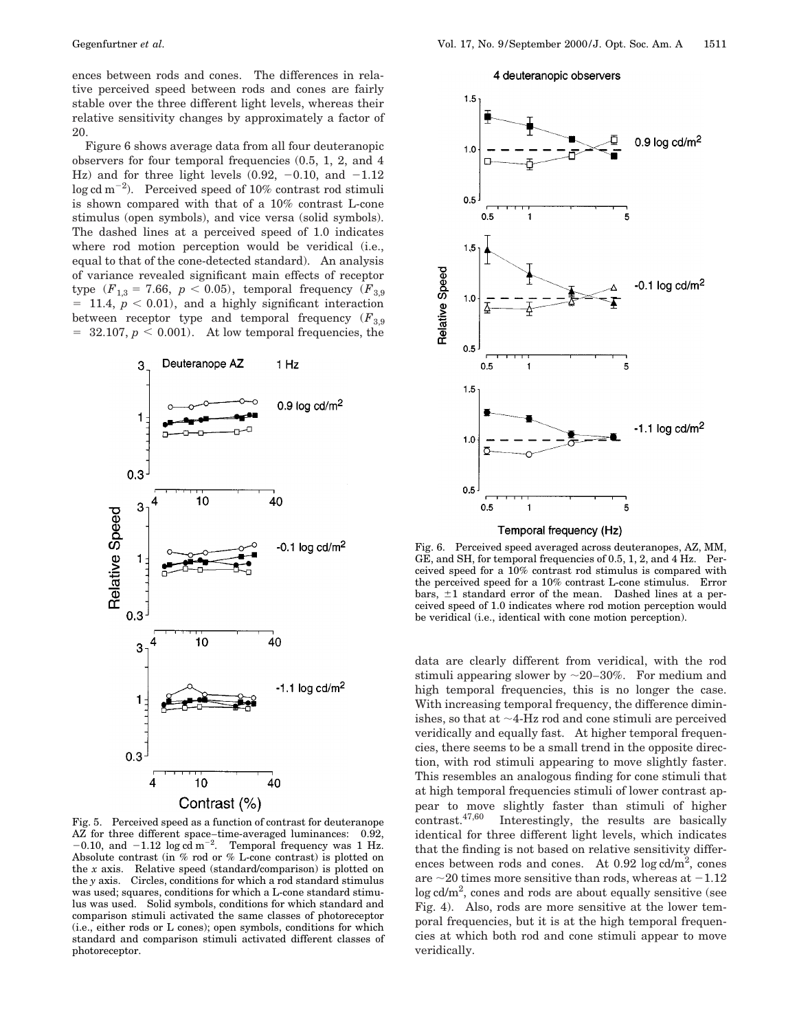ences between rods and cones. The differences in relative perceived speed between rods and cones are fairly stable over the three different light levels, whereas their relative sensitivity changes by approximately a factor of 20.

Figure 6 shows average data from all four deuteranopic observers for four temporal frequencies (0.5, 1, 2, and 4 Hz) and for three light levels (0.92, −0.10, and −1.12 log cd m$^{-2}$). Perceived speed of 10% contrast rod stimuli is shown compared with that of a 10% contrast L-cone stimulus (open symbols), and vice versa (solid symbols). The dashed lines at a perceived speed of 1.0 indicates where rod motion perception would be veridical (i.e., equal to that of the cone-detected standard). An analysis of variance revealed significant main effects of receptor type ($F_{1,3} = 7.66$, $p < 0.05$), temporal frequency ($F_{3,9} = 11.4$, $p < 0.01$), and a highly significant interaction between receptor type and temporal frequency ($F_{3,9} = 32.107$, $p < 0.001$). At low temporal frequencies, the data are clearly different from veridical, with the rod stimuli appearing slower by ~20–30%. For medium and high temporal frequencies, this is no longer the case. With increasing temporal frequency, the difference diminishes, so that at ~4-Hz rod and cone stimuli are perceived veridically and equally fast. At higher temporal frequencies, there seems to be a small trend in the opposite direction, with rod stimuli appearing to move slightly faster. This resembles an analogous finding for cone stimuli that at high temporal frequencies stimuli of lower contrast appear to move slightly faster than stimuli of higher contrast.[47,60] Interestingly, the results are basically identical for three different light levels, which indicates that the finding is not based on relative sensitivity differences between rods and cones. At 0.92 log cd/m$^2$, cones are ~20 times more sensitive than rods, whereas at −1.12 log cd/m$^2$, cones and rods are about equally sensitive (see Fig. 4). Also, rods are more sensitive at the lower temporal frequencies, but it is at the high temporal frequencies at which both rod and cone stimuli appear to move veridically.

Fig. 5. Perceived speed as a function of contrast for deuteranope AZ for three different space–time-averaged luminances: 0.92, −0.10, and −1.12 log cd m$^{-2}$. Temporal frequency was 1 Hz. Absolute contrast (in % rod or % L-cone contrast) is plotted on the *x* axis. Relative speed (standard/comparison) is plotted on the *y* axis. Circles, conditions for which a rod standard stimulus was used; squares, conditions for which a L-cone standard stimulus was used. Solid symbols, conditions for which standard and comparison stimuli activated the same classes of photoreceptor (i.e., either rods or L cones); open symbols, conditions for which standard and comparison stimuli activated different classes of photoreceptor.

Fig. 6. Perceived speed averaged across deuteranopes, AZ, MM, GE, and SH, for temporal frequencies of 0.5, 1, 2, and 4 Hz. Perceived speed for a 10% contrast rod stimulus is compared with the perceived speed for a 10% contrast L-cone stimulus. Error bars, ±1 standard error of the mean. Dashed lines at a perceived speed of 1.0 indicates where rod motion perception would be veridical (i.e., identical with cone motion perception).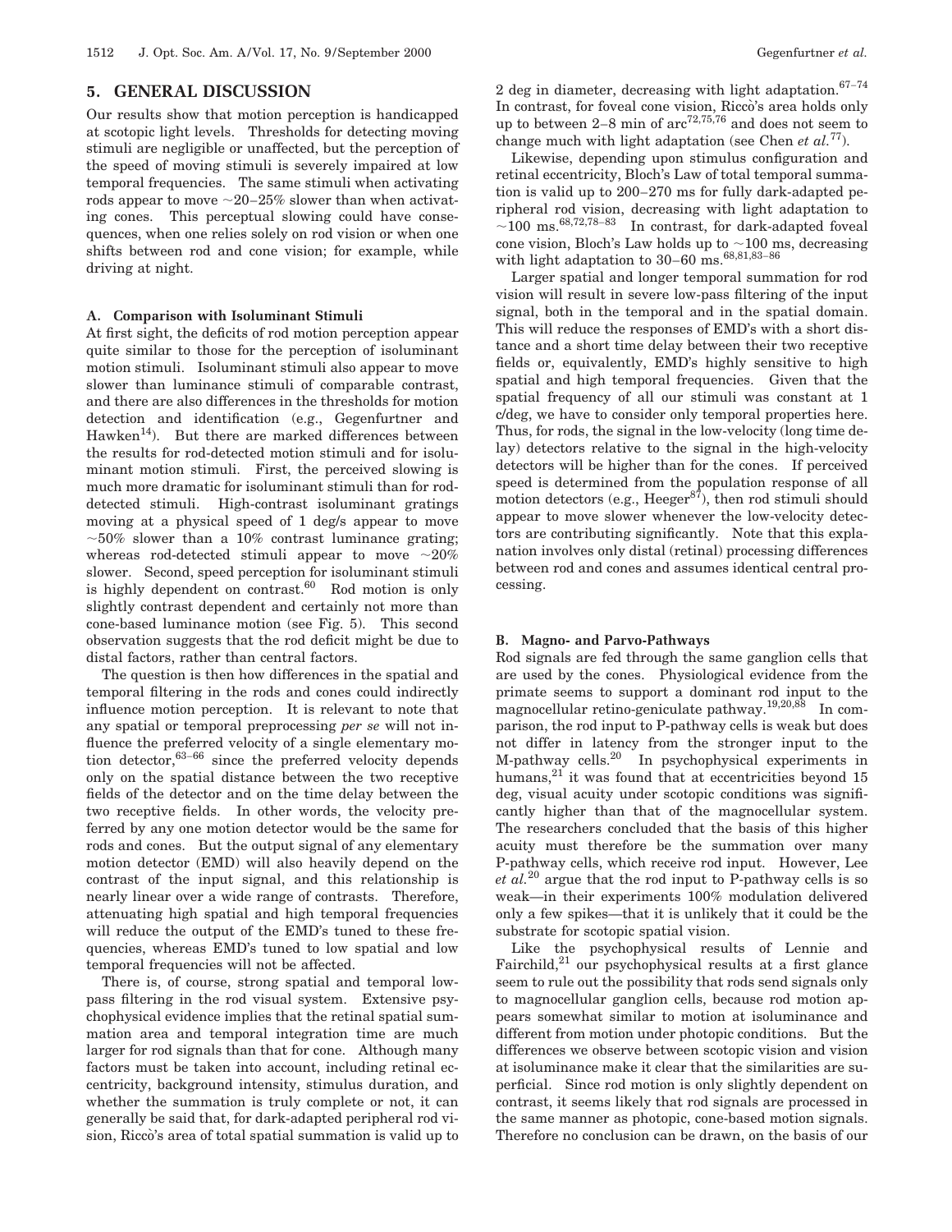## 5. GENERAL DISCUSSION

Our results show that motion perception is handicapped at scotopic light levels. Thresholds for detecting moving stimuli are negligible or unaffected, but the perception of the speed of moving stimuli is severely impaired at low temporal frequencies. The same stimuli when activating rods appear to move ~20–25% slower than when activating cones. This perceptual slowing could have consequences, when one relies solely on rod vision or when one shifts between rod and cone vision; for example, while driving at night.

### A. Comparison with Isoluminant Stimuli

At first sight, the deficits of rod motion perception appear quite similar to those for the perception of isoluminant motion stimuli. Isoluminant stimuli also appear to move slower than luminance stimuli of comparable contrast, and there are also differences in the thresholds for motion detection and identification (e.g., Gegenfurtner and Hawken[14]). But there are marked differences between the results for rod-detected motion stimuli and for isoluminant motion stimuli. First, the perceived slowing is much more dramatic for isoluminant stimuli than for rod-detected stimuli. High-contrast isoluminant gratings moving at a physical speed of 1 deg/s appear to move ~50% slower than a 10% contrast luminance grating; whereas rod-detected stimuli appear to move ~20% slower. Second, speed perception for isoluminant stimuli is highly dependent on contrast.[60] Rod motion is only slightly contrast dependent and certainly not more than cone-based luminance motion (see Fig. 5). This second observation suggests that the rod deficit might be due to distal factors, rather than central factors.

The question is then how differences in the spatial and temporal filtering in the rods and cones could indirectly influence motion perception. It is relevant to note that any spatial or temporal preprocessing *per se* will not influence the preferred velocity of a single elementary motion detector,[63–66] since the preferred velocity depends only on the spatial distance between the two receptive fields of the detector and on the time delay between the two receptive fields. In other words, the velocity preferred by any one motion detector would be the same for rods and cones. But the output signal of any elementary motion detector (EMD) will also heavily depend on the contrast of the input signal, and this relationship is nearly linear over a wide range of contrasts. Therefore, attenuating high spatial and high temporal frequencies will reduce the output of the EMD's tuned to these frequencies, whereas EMD's tuned to low spatial and low temporal frequencies will not be affected.

There is, of course, strong spatial and temporal low-pass filtering in the rod visual system. Extensive psychophysical evidence implies that the retinal spatial summation area and temporal integration time are much larger for rod signals than that for cone. Although many factors must be taken into account, including retinal eccentricity, background intensity, stimulus duration, and whether the summation is truly complete or not, it can generally be said that, for dark-adapted peripheral rod vision, Riccò's area of total spatial summation is valid up to 2 deg in diameter, decreasing with light adaptation.[67–74] In contrast, for foveal cone vision, Riccò's area holds only up to between 2–8 min of arc[72,75,76] and does not seem to change much with light adaptation (see Chen *et al.*[77]).

Likewise, depending upon stimulus configuration and retinal eccentricity, Bloch's Law of total temporal summation is valid up to 200–270 ms for fully dark-adapted peripheral rod vision, decreasing with light adaptation to ~100 ms.[68,72,78–83] In contrast, for dark-adapted foveal cone vision, Bloch's Law holds up to ~100 ms, decreasing with light adaptation to 30–60 ms.[68,81,83–86]

Larger spatial and longer temporal summation for rod vision will result in severe low-pass filtering of the input signal, both in the temporal and in the spatial domain. This will reduce the responses of EMD's with a short distance and a short time delay between their two receptive fields or, equivalently, EMD's highly sensitive to high spatial and high temporal frequencies. Given that the spatial frequency of all our stimuli was constant at 1 c/deg, we have to consider only temporal properties here. Thus, for rods, the signal in the low-velocity (long time delay) detectors relative to the signal in the high-velocity detectors will be higher than for the cones. If perceived speed is determined from the population response of all motion detectors (e.g., Heeger[87]), then rod stimuli should appear to move slower whenever the low-velocity detectors are contributing significantly. Note that this explanation involves only distal (retinal) processing differences between rod and cones and assumes identical central processing.

### B. Magno- and Parvo-Pathways

Rod signals are fed through the same ganglion cells that are used by the cones. Physiological evidence from the primate seems to support a dominant rod input to the magnocellular retino-geniculate pathway.[19,20,88] In comparison, the rod input to P-pathway cells is weak but does not differ in latency from the stronger input to the M-pathway cells.[20] In psychophysical experiments in humans,[21] it was found that at eccentricities beyond 15 deg, visual acuity under scotopic conditions was significantly higher than that of the magnocellular system. The researchers concluded that the basis of this higher acuity must therefore be the summation over many P-pathway cells, which receive rod input. However, Lee *et al.*[20] argue that the rod input to P-pathway cells is so weak—in their experiments 100% modulation delivered only a few spikes—that it is unlikely that it could be the substrate for scotopic spatial vision.

Like the psychophysical results of Lennie and Fairchild,[21] our psychophysical results at a first glance seem to rule out the possibility that rods send signals only to magnocellular ganglion cells, because rod motion appears somewhat similar to motion at isoluminance and different from motion under photopic conditions. But the differences we observe between scotopic vision and vision at isoluminance make it clear that the similarities are superficial. Since rod motion is only slightly dependent on contrast, it seems likely that rod signals are processed in the same manner as photopic, cone-based motion signals. Therefore no conclusion can be drawn, on the basis of our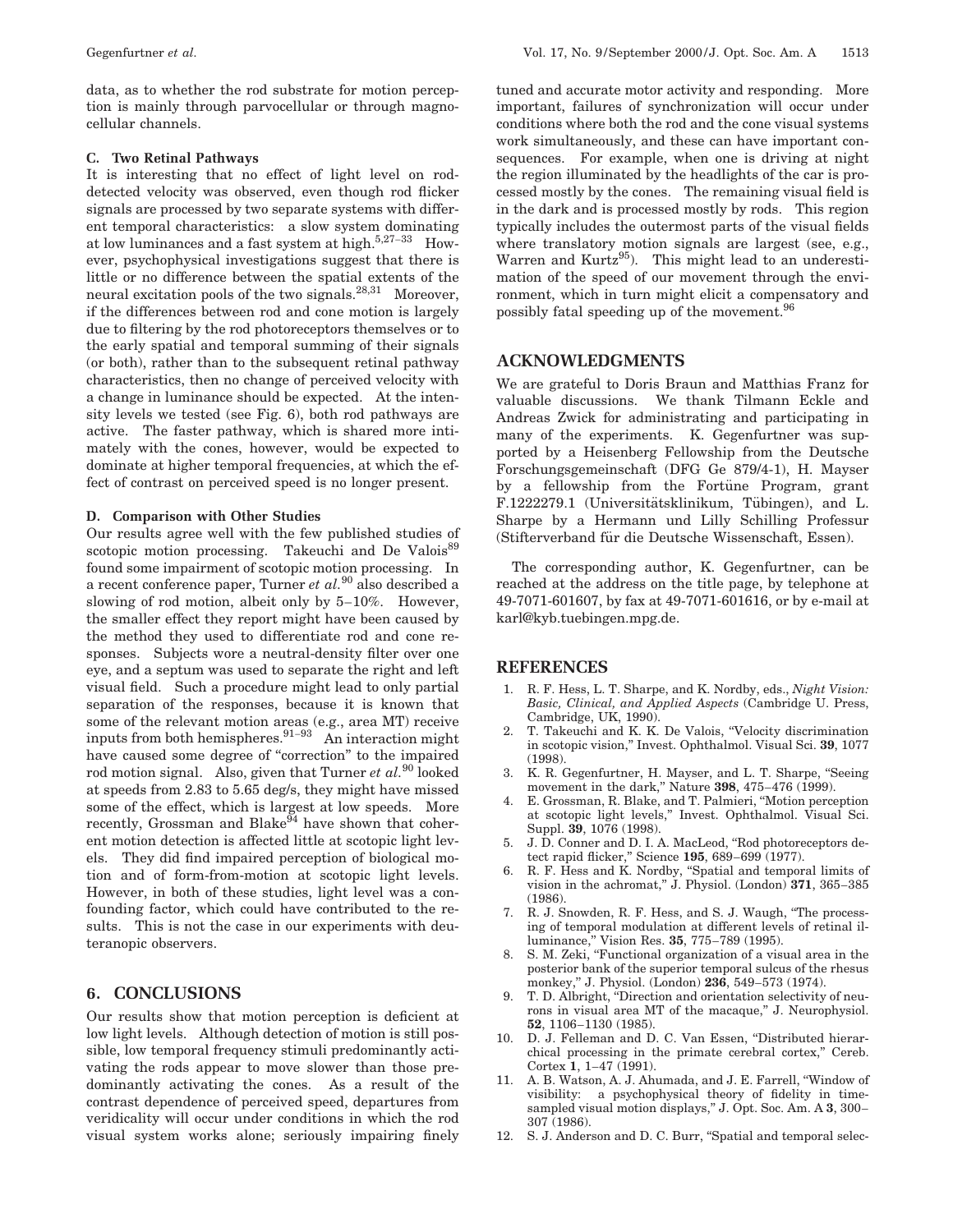data, as to whether the rod substrate for motion perception is mainly through parvocellular or through magnocellular channels.

### C. Two Retinal Pathways

It is interesting that no effect of light level on rod-detected velocity was observed, even though rod flicker signals are processed by two separate systems with different temporal characteristics: a slow system dominating at low luminances and a fast system at high.[5,27–33] However, psychophysical investigations suggest that there is little or no difference between the spatial extents of the neural excitation pools of the two signals.[28,31] Moreover, if the differences between rod and cone motion is largely due to filtering by the rod photoreceptors themselves or to the early spatial and temporal summing of their signals (or both), rather than to the subsequent retinal pathway characteristics, then no change of perceived velocity with a change in luminance should be expected. At the intensity levels we tested (see Fig. 6), both rod pathways are active. The faster pathway, which is shared more intimately with the cones, however, would be expected to dominate at higher temporal frequencies, at which the effect of contrast on perceived speed is no longer present.

### D. Comparison with Other Studies

Our results agree well with the few published studies of scotopic motion processing. Takeuchi and De Valois[89] found some impairment of scotopic motion processing. In a recent conference paper, Turner *et al.*[90] also described a slowing of rod motion, albeit only by 5–10%. However, the smaller effect they report might have been caused by the method they used to differentiate rod and cone responses. Subjects wore a neutral-density filter over one eye, and a septum was used to separate the right and left visual field. Such a procedure might lead to only partial separation of the responses, because it is known that some of the relevant motion areas (e.g., area MT) receive inputs from both hemispheres.[91–93] An interaction might have caused some degree of "correction" to the impaired rod motion signal. Also, given that Turner *et al.*[90] looked at speeds from 2.83 to 5.65 deg/s, they might have missed some of the effect, which is largest at low speeds. More recently, Grossman and Blake[94] have shown that coherent motion detection is affected little at scotopic light levels. They did find impaired perception of biological motion and of form-from-motion at scotopic light levels. However, in both of these studies, light level was a confounding factor, which could have contributed to the results. This is not the case in our experiments with deuteranopic observers.

## 6. CONCLUSIONS

Our results show that motion perception is deficient at low light levels. Although detection of motion is still possible, low temporal frequency stimuli predominantly activating the rods appear to move slower than those predominantly activating the cones. As a result of the contrast dependence of perceived speed, departures from veridicality will occur under conditions in which the rod visual system works alone; seriously impairing finely tuned and accurate motor activity and responding. More important, failures of synchronization will occur under conditions where both the rod and the cone visual systems work simultaneously, and these can have important consequences. For example, when one is driving at night the region illuminated by the headlights of the car is processed mostly by the cones. The remaining visual field is in the dark and is processed mostly by rods. This region typically includes the outermost parts of the visual fields where translatory motion signals are largest (see, e.g., Warren and Kurtz[95]). This might lead to an underestimation of the speed of our movement through the environment, which in turn might elicit a compensatory and possibly fatal speeding up of the movement.[96]

## ACKNOWLEDGMENTS

We are grateful to Doris Braun and Matthias Franz for valuable discussions. We thank Tilmann Eckle and Andreas Zwick for administrating and participating in many of the experiments. K. Gegenfurtner was supported by a Heisenberg Fellowship from the Deutsche Forschungsgemeinschaft (DFG Ge 879/4-1), H. Mayser by a fellowship from the Fortüne Program, grant F.1222279.1 (Universitätsklinikum, Tübingen), and L. Sharpe by a Hermann und Lilly Schilling Professur (Stifterverband für die Deutsche Wissenschaft, Essen).

The corresponding author, K. Gegenfurtner, can be reached at the address on the title page, by telephone at 49-7071-601607, by fax at 49-7071-601616, or by e-mail at karl@kyb.tuebingen.mpg.de.

## REFERENCES

1. R. F. Hess, L. T. Sharpe, and K. Nordby, eds., *Night Vision: Basic, Clinical, and Applied Aspects* (Cambridge U. Press, Cambridge, UK, 1990).
2. T. Takeuchi and K. K. De Valois, "Velocity discrimination in scotopic vision," Invest. Ophthalmol. Visual Sci. **39**, 1077 (1998).
3. K. R. Gegenfurtner, H. Mayser, and L. T. Sharpe, "Seeing movement in the dark," Nature **398**, 475–476 (1999).
4. E. Grossman, R. Blake, and T. Palmieri, "Motion perception at scotopic light levels," Invest. Ophthalmol. Visual Sci. Suppl. **39**, 1076 (1998).
5. J. D. Conner and D. I. A. MacLeod, "Rod photoreceptors detect rapid flicker," Science **195**, 689–699 (1977).
6. R. F. Hess and K. Nordby, "Spatial and temporal limits of vision in the achromat," J. Physiol. (London) **371**, 365–385 (1986).
7. R. J. Snowden, R. F. Hess, and S. J. Waugh, "The processing of temporal modulation at different levels of retinal illuminance," Vision Res. **35**, 775–789 (1995).
8. S. M. Zeki, "Functional organization of a visual area in the posterior bank of the superior temporal sulcus of the rhesus monkey," J. Physiol. (London) **236**, 549–573 (1974).
9. T. D. Albright, "Direction and orientation selectivity of neurons in visual area MT of the macaque," J. Neurophysiol. **52**, 1106–1130 (1985).
10. D. J. Felleman and D. C. Van Essen, "Distributed hierarchical processing in the primate cerebral cortex," Cereb. Cortex **1**, 1–47 (1991).
11. A. B. Watson, A. J. Ahumada, and J. E. Farrell, "Window of visibility: a psychophysical theory of fidelity in time-sampled visual motion displays," J. Opt. Soc. Am. A **3**, 300–307 (1986).
12. S. J. Anderson and D. C. Burr, "Spatial and temporal selec-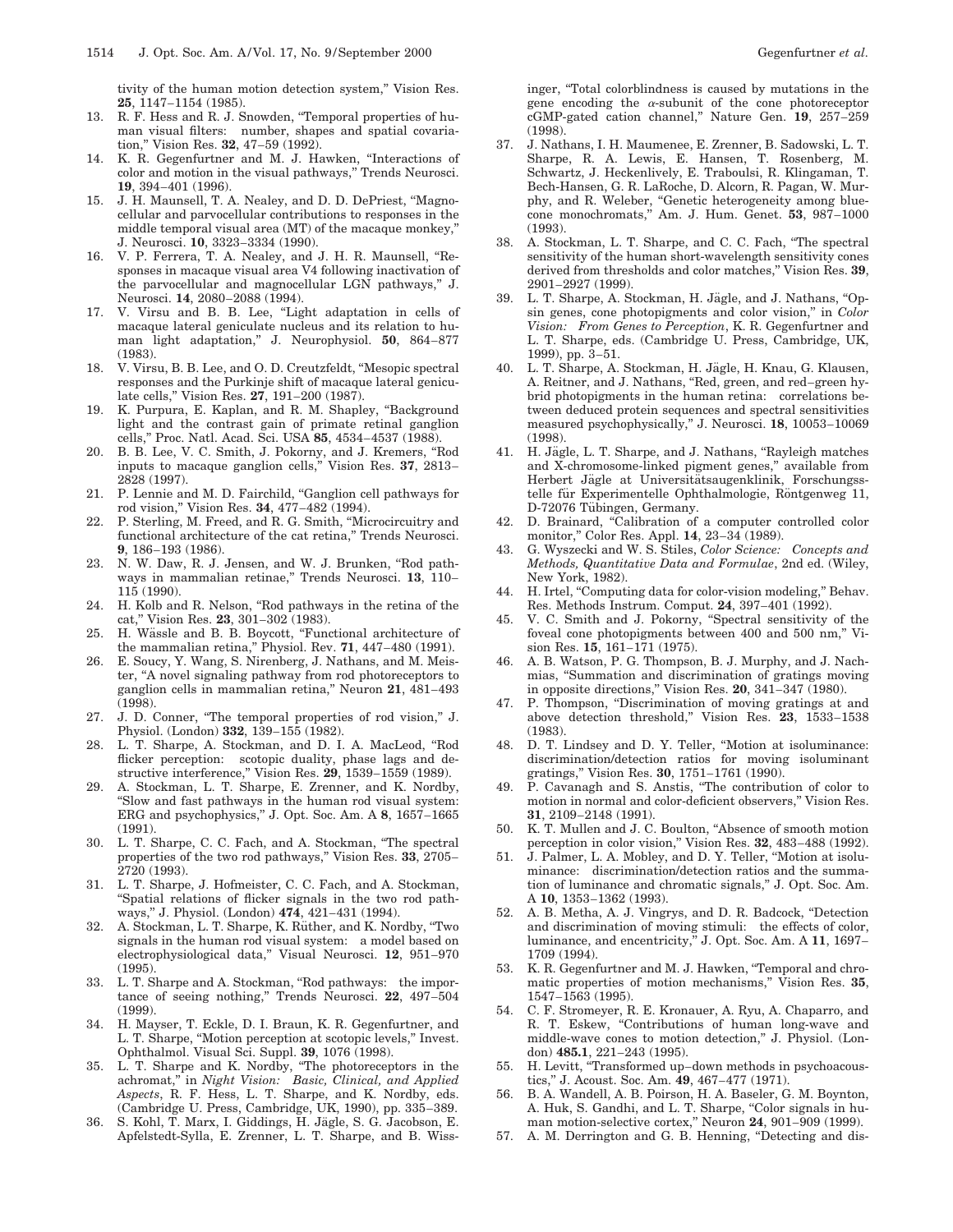tivity of the human motion detection system," Vision Res. **25**, 1147–1154 (1985).

13. R. F. Hess and R. J. Snowden, "Temporal properties of human visual filters: number, shapes and spatial covariation," Vision Res. **32**, 47–59 (1992).
14. K. R. Gegenfurtner and M. J. Hawken, "Interactions of color and motion in the visual pathways," Trends Neurosci. **19**, 394–401 (1996).
15. J. H. Maunsell, T. A. Nealey, and D. D. DePriest, "Magnocellular and parvocellular contributions to responses in the middle temporal visual area (MT) of the macaque monkey," J. Neurosci. **10**, 3323–3334 (1990).
16. V. P. Ferrera, T. A. Nealey, and J. H. R. Maunsell, "Responses in macaque visual area V4 following inactivation of the parvocellular and magnocellular LGN pathways," J. Neurosci. **14**, 2080–2088 (1994).
17. V. Virsu and B. B. Lee, "Light adaptation in cells of macaque lateral geniculate nucleus and its relation to human light adaptation," J. Neurophysiol. **50**, 864–877 (1983).
18. V. Virsu, B. B. Lee, and O. D. Creutzfeldt, "Mesopic spectral responses and the Purkinje shift of macaque lateral geniculate cells," Vision Res. **27**, 191–200 (1987).
19. K. Purpura, E. Kaplan, and R. M. Shapley, "Background light and the contrast gain of primate retinal ganglion cells," Proc. Natl. Acad. Sci. USA **85**, 4534–4537 (1988).
20. B. B. Lee, V. C. Smith, J. Pokorny, and J. Kremers, "Rod inputs to macaque ganglion cells," Vision Res. **37**, 2813–2828 (1997).
21. P. Lennie and M. D. Fairchild, "Ganglion cell pathways for rod vision," Vision Res. **34**, 477–482 (1994).
22. P. Sterling, M. Freed, and R. G. Smith, "Microcircuitry and functional architecture of the cat retina," Trends Neurosci. **9**, 186–193 (1986).
23. N. W. Daw, R. J. Jensen, and W. J. Brunken, "Rod pathways in mammalian retinae," Trends Neurosci. **13**, 110–115 (1990).
24. H. Kolb and R. Nelson, "Rod pathways in the retina of the cat," Vision Res. **23**, 301–302 (1983).
25. H. Wässle and B. B. Boycott, "Functional architecture of the mammalian retina," Physiol. Rev. **71**, 447–480 (1991).
26. E. Soucy, Y. Wang, S. Nirenberg, J. Nathans, and M. Meister, "A novel signaling pathway from rod photoreceptors to ganglion cells in mammalian retina," Neuron **21**, 481–493 (1998).
27. J. D. Conner, "The temporal properties of rod vision," J. Physiol. (London) **332**, 139–155 (1982).
28. L. T. Sharpe, A. Stockman, and D. I. A. MacLeod, "Rod flicker perception: scotopic duality, phase lags and destructive interference," Vision Res. **29**, 1539–1559 (1989).
29. A. Stockman, L. T. Sharpe, E. Zrenner, and K. Nordby, "Slow and fast pathways in the human rod visual system: ERG and psychophysics," J. Opt. Soc. Am. A **8**, 1657–1665 (1991).
30. L. T. Sharpe, C. C. Fach, and A. Stockman, "The spectral properties of the two rod pathways," Vision Res. **33**, 2705–2720 (1993).
31. L. T. Sharpe, J. Hofmeister, C. C. Fach, and A. Stockman, "Spatial relations of flicker signals in the two rod pathways," J. Physiol. (London) **474**, 421–431 (1994).
32. A. Stockman, L. T. Sharpe, K. Rüther, and K. Nordby, "Two signals in the human rod visual system: a model based on electrophysiological data," Visual Neurosci. **12**, 951–970 (1995).
33. L. T. Sharpe and A. Stockman, "Rod pathways: the importance of seeing nothing," Trends Neurosci. **22**, 497–504 (1999).
34. H. Mayser, T. Eckle, D. I. Braun, K. R. Gegenfurtner, and L. T. Sharpe, "Motion perception at scotopic levels," Invest. Ophthalmol. Visual Sci. Suppl. **39**, 1076 (1998).
35. L. T. Sharpe and K. Nordby, "The photoreceptors in the achromat," in *Night Vision: Basic, Clinical, and Applied Aspects*, R. F. Hess, L. T. Sharpe, and K. Nordby, eds. (Cambridge U. Press, Cambridge, UK, 1990), pp. 335–389.
36. S. Kohl, T. Marx, I. Giddings, H. Jägle, S. G. Jacobson, E. Apfelstedt-Sylla, E. Zrenner, L. T. Sharpe, and B. Wissinger, "Total colorblindness is caused by mutations in the gene encoding the $\alpha$-subunit of the cone photoreceptor cGMP-gated cation channel," Nature Gen. **19**, 257–259 (1998).
37. J. Nathans, I. H. Maumenee, E. Zrenner, B. Sadowski, L. T. Sharpe, R. A. Lewis, E. Hansen, T. Rosenberg, M. Schwartz, J. Heckenlively, E. Traboulsi, R. Klingaman, T. Bech-Hansen, G. R. LaRoche, D. Alcorn, R. Pagan, W. Murphy, and R. Weleber, "Genetic heterogeneity among bluecone monochromats," Am. J. Hum. Genet. **53**, 987–1000 (1993).
38. A. Stockman, L. T. Sharpe, and C. C. Fach, "The spectral sensitivity of the human short-wavelength sensitivity cones derived from thresholds and color matches," Vision Res. **39**, 2901–2927 (1999).
39. L. T. Sharpe, A. Stockman, H. Jägle, and J. Nathans, "Opsin genes, cone photopigments and color vision," in *Color Vision: From Genes to Perception*, K. R. Gegenfurtner and L. T. Sharpe, eds. (Cambridge U. Press, Cambridge, UK, 1999), pp. 3–51.
40. L. T. Sharpe, A. Stockman, H. Jägle, H. Knau, G. Klausen, A. Reitner, and J. Nathans, "Red, green, and red–green hybrid photopigments in the human retina: correlations between deduced protein sequences and spectral sensitivities measured psychophysically," J. Neurosci. **18**, 10053–10069 (1998).
41. H. Jägle, L. T. Sharpe, and J. Nathans, "Rayleigh matches and X-chromosome-linked pigment genes," available from Herbert Jägle at Universitätsaugenklinik, Forschungsstelle für Experimentelle Ophthalmologie, Röntgenweg 11, D-72076 Tübingen, Germany.
42. D. Brainard, "Calibration of a computer controlled color monitor," Color Res. Appl. **14**, 23–34 (1989).
43. G. Wyszecki and W. S. Stiles, *Color Science: Concepts and Methods, Quantitative Data and Formulae*, 2nd ed. (Wiley, New York, 1982).
44. H. Irtel, "Computing data for color-vision modeling," Behav. Res. Methods Instrum. Comput. **24**, 397–401 (1992).
45. V. C. Smith and J. Pokorny, "Spectral sensitivity of the foveal cone photopigments between 400 and 500 nm," Vision Res. **15**, 161–171 (1975).
46. A. B. Watson, P. G. Thompson, B. J. Murphy, and J. Nachmias, "Summation and discrimination of gratings moving in opposite directions," Vision Res. **20**, 341–347 (1980).
47. P. Thompson, "Discrimination of moving gratings at and above detection threshold," Vision Res. **23**, 1533–1538 (1983).
48. D. T. Lindsey and D. Y. Teller, "Motion at isoluminance: discrimination/detection ratios for moving isoluminant gratings," Vision Res. **30**, 1751–1761 (1990).
49. P. Cavanagh and S. Anstis, "The contribution of color to motion in normal and color-deficient observers," Vision Res. **31**, 2109–2148 (1991).
50. K. T. Mullen and J. C. Boulton, "Absence of smooth motion perception in color vision," Vision Res. **32**, 483–488 (1992).
51. J. Palmer, L. A. Mobley, and D. Y. Teller, "Motion at isoluminance: discrimination/detection ratios and the summation of luminance and chromatic signals," J. Opt. Soc. Am. A **10**, 1353–1362 (1993).
52. A. B. Metha, A. J. Vingrys, and D. R. Badcock, "Detection and discrimination of moving stimuli: the effects of color, luminance, and eccentricity," J. Opt. Soc. Am. A **11**, 1697–1709 (1994).
53. K. R. Gegenfurtner and M. J. Hawken, "Temporal and chromatic properties of motion mechanisms," Vision Res. **35**, 1547–1563 (1995).
54. C. F. Stromeyer, R. E. Kronauer, A. Ryu, A. Chaparro, and R. T. Eskew, "Contributions of human long-wave and middle-wave cones to motion detection," J. Physiol. (London) **485.1**, 221–243 (1995).
55. H. Levitt, "Transformed up–down methods in psychoacoustics," J. Acoust. Soc. Am. **49**, 467–477 (1971).
56. B. A. Wandell, A. B. Poirson, H. A. Baseler, G. M. Boynton, A. Huk, S. Gandhi, and L. T. Sharpe, "Color signals in human motion-selective cortex," Neuron **24**, 901–909 (1999).
57. A. M. Derrington and G. B. Henning, "Detecting and dis-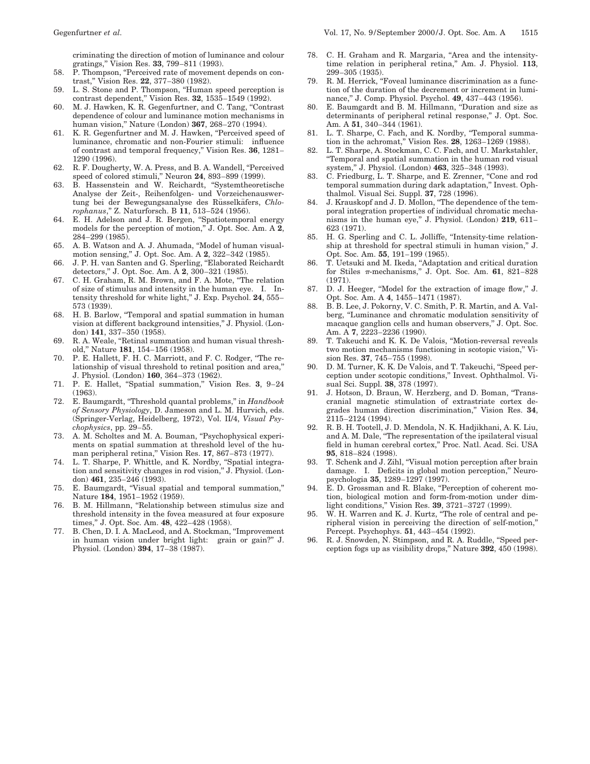criminating the direction of motion of luminance and colour gratings," Vision Res. **33**, 799–811 (1993).

58. P. Thompson, "Perceived rate of movement depends on contrast," Vision Res. **22**, 377–380 (1982).
59. L. S. Stone and P. Thompson, "Human speed perception is contrast dependent," Vision Res. **32**, 1535–1549 (1992).
60. M. J. Hawken, K. R. Gegenfurtner, and C. Tang, "Contrast dependence of colour and luminance motion mechanisms in human vision," Nature (London) **367**, 268–270 (1994).
61. K. R. Gegenfurtner and M. J. Hawken, "Perceived speed of luminance, chromatic and non-Fourier stimuli: influence of contrast and temporal frequency," Vision Res. **36**, 1281–1290 (1996).
62. R. F. Dougherty, W. A. Press, and B. A. Wandell, "Perceived speed of colored stimuli," Neuron **24**, 893–899 (1999).
63. B. Hassenstein and W. Reichardt, "Systemtheoretische Analyse der Zeit-, Reihenfolgen- und Vorzeichenauswertung bei der Bewegungsanalyse des Rüsselkäfers, *Chlorophanus*," Z. Naturforsch. B **11**, 513–524 (1956).
64. E. H. Adelson and J. R. Bergen, "Spatiotemporal energy models for the perception of motion," J. Opt. Soc. Am. A **2**, 284–299 (1985).
65. A. B. Watson and A. J. Ahumada, "Model of human visual-motion sensing," J. Opt. Soc. Am. A **2**, 322–342 (1985).
66. J. P. H. van Santen and G. Sperling, "Elaborated Reichardt detectors," J. Opt. Soc. Am. A **2**, 300–321 (1985).
67. C. H. Graham, R. M. Brown, and F. A. Mote, "The relation of size of stimulus and intensity in the human eye. I. Intensity threshold for white light," J. Exp. Psychol. **24**, 555–573 (1939).
68. H. B. Barlow, "Temporal and spatial summation in human vision at different background intensities," J. Physiol. (London) **141**, 337–350 (1958).
69. R. A. Weale, "Retinal summation and human visual threshold," Nature **181**, 154–156 (1958).
70. P. E. Hallett, F. H. C. Marriott, and F. C. Rodger, "The relationship of visual threshold to retinal position and area," J. Physiol. (London) **160**, 364–373 (1962).
71. P. E. Hallet, "Spatial summation," Vision Res. **3**, 9–24 (1963).
72. E. Baumgardt, "Threshold quantal problems," in *Handbook of Sensory Physiology*, D. Jameson and L. M. Hurvich, eds. (Springer-Verlag, Heidelberg, 1972), Vol. II/4, *Visual Psychophysics*, pp. 29–55.
73. A. M. Scholtes and M. A. Bouman, "Psychophysical experiments on spatial summation at threshold level of the human peripheral retina," Vision Res. **17**, 867–873 (1977).
74. L. T. Sharpe, P. Whittle, and K. Nordby, "Spatial integration and sensitivity changes in rod vision," J. Physiol. (London) **461**, 235–246 (1993).
75. E. Baumgardt, "Visual spatial and temporal summation," Nature **184**, 1951–1952 (1959).
76. B. M. Hillmann, "Relationship between stimulus size and threshold intensity in the fovea measured at four exposure times," J. Opt. Soc. Am. **48**, 422–428 (1958).
77. B. Chen, D. I. A. MacLeod, and A. Stockman, "Improvement in human vision under bright light: grain or gain?" J. Physiol. (London) **394**, 17–38 (1987).
78. C. H. Graham and R. Margaria, "Area and the intensity-time relation in peripheral retina," Am. J. Physiol. **113**, 299–305 (1935).
79. R. M. Herrick, "Foveal luminance discrimination as a function of the duration of the decrement or increment in luminance," J. Comp. Physiol. Psychol. **49**, 437–443 (1956).
80. E. Baumgardt and B. M. Hillmann, "Duration and size as determinants of peripheral retinal response," J. Opt. Soc. Am. A **51**, 340–344 (1961).
81. L. T. Sharpe, C. Fach, and K. Nordby, "Temporal summation in the achromat," Vision Res. **28**, 1263–1269 (1988).
82. L. T. Sharpe, A. Stockman, C. C. Fach, and U. Markstahler, "Temporal and spatial summation in the human rod visual system," J. Physiol. (London) **463**, 325–348 (1993).
83. C. Friedburg, L. T. Sharpe, and E. Zrenner, "Cone and rod temporal summation during dark adaptation," Invest. Ophthalmol. Visual Sci. Suppl. **37**, 728 (1996).
84. J. Krauskopf and J. D. Mollon, "The dependence of the temporal integration properties of individual chromatic mechanisms in the human eye," J. Physiol. (London) **219**, 611–623 (1971).
85. H. G. Sperling and C. L. Jolliffe, "Intensity-time relationship at threshold for spectral stimuli in human vision," J. Opt. Soc. Am. **55**, 191–199 (1965).
86. T. Uetsuki and M. Ikeda, "Adaptation and critical duration for Stiles $\pi$-mechanisms," J. Opt. Soc. Am. **61**, 821–828 (1971).
87. D. J. Heeger, "Model for the extraction of image flow," J. Opt. Soc. Am. A **4**, 1455–1471 (1987).
88. B. B. Lee, J. Pokorny, V. C. Smith, P. R. Martin, and A. Valberg, "Luminance and chromatic modulation sensitivity of macaque ganglion cells and human observers," J. Opt. Soc. Am. A **7**, 2223–2236 (1990).
89. T. Takeuchi and K. K. De Valois, "Motion-reversal reveals two motion mechanisms functioning in scotopic vision," Vision Res. **37**, 745–755 (1998).
90. D. M. Turner, K. K. De Valois, and T. Takeuchi, "Speed perception under scotopic conditions," Invest. Ophthalmol. Visual Sci. Suppl. **38**, 378 (1997).
91. J. Hotson, D. Braun, W. Herzberg, and D. Boman, "Transcranial magnetic stimulation of extrastriate cortex degrades human direction discrimination," Vision Res. **34**, 2115–2124 (1994).
92. R. B. H. Tootell, J. D. Mendola, N. K. Hadjikhani, A. K. Liu, and A. M. Dale, "The representation of the ipsilateral visual field in human cerebral cortex," Proc. Natl. Acad. Sci. USA **95**, 818–824 (1998).
93. T. Schenk and J. Zihl, "Visual motion perception after brain damage. I. Deficits in global motion perception," Neuropsychologia **35**, 1289–1297 (1997).
94. E. D. Grossman and R. Blake, "Perception of coherent motion, biological motion and form-from-motion under dim-light conditions," Vision Res. **39**, 3721–3727 (1999).
95. W. H. Warren and K. J. Kurtz, "The role of central and peripheral vision in perceiving the direction of self-motion," Percept. Psychophys. **51**, 443–454 (1992).
96. R. J. Snowden, N. Stimpson, and R. A. Ruddle, "Speed perception fogs up as visibility drops," Nature **392**, 450 (1998).